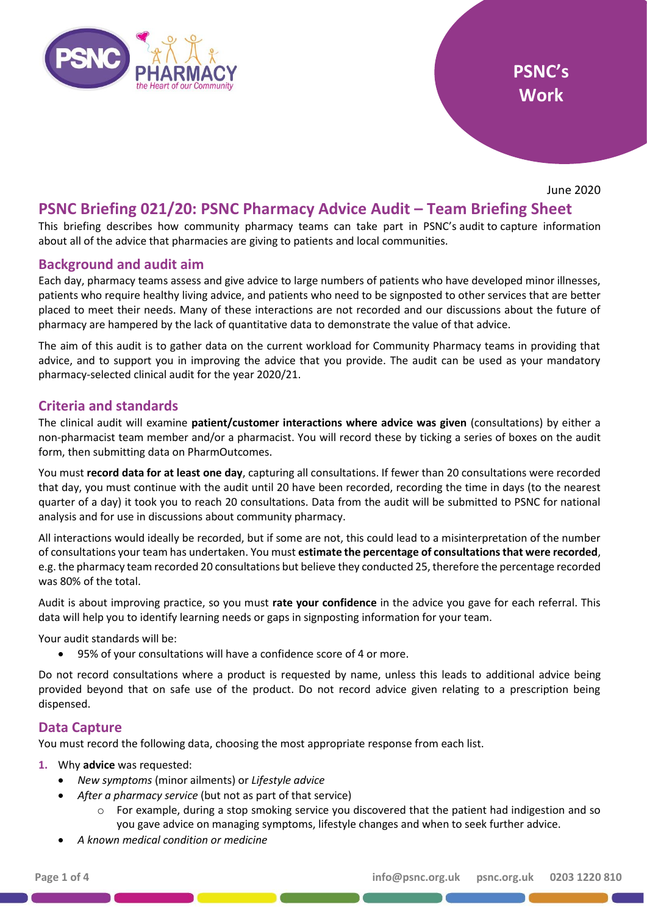PSNC's Work

June 2020

# PSNC Briefing 021/20: PSNC Pharmacy Advice Audit – Team Briefing Sheet

This briefing describes how community pharmacy teams can take part in PSNC's audit to capture information about all of the advice that pharmacies are giving to patients and local communities.

## Background and audit aim

Each day, pharmacy teams assess and give advice to large numbers of patients who have developed minor illnesses, patients who require healthy living advice, and patients who need to be signposted to other services that are better placed to meet their needs. Many of these interactions are not recorded and our discussions about the future of pharmacy are hampered by the lack of quantitative data to demonstrate the value of that advice.

The aim of this audit is to gather data on the current workload for Community Pharmacy teams in providing that advice, and to support you in improving the advice that you provide. The audit can be used as your mandatory pharmacy-selected clinical audit for the year 2020/21.

## Criteria and standards

The clinical audit will examine **patient/customer interactions where advice was given** (consultations) by either a non-pharmacist team member and/or a pharmacist. You will record these by ticking a series of boxes on the audit form, then submitting data on PharmOutcomes.

You must **record data for at least one day**, capturing all consultations. If fewer than 20 consultations were recorded that day, you must continue with the audit until 20 have been recorded, recording the time in days (to the nearest quarter of a day) it took you to reach 20 consultations. Data from the audit will be submitted to PSNC for national analysis and for use in discussions about community pharmacy.

All interactions would ideally be recorded, but if some are not, this could lead to a misinterpretation of the number of consultations your team has undertaken. You must **estimate the percentage of consultations that were recorded**, e.g. the pharmacy team recorded 20 consultations but believe they conducted 25, therefore the percentage recorded was 80% of the total.

Audit is about improving practice, so you must **rate your confidence** in the advice you gave for each referral. This data will help you to identify learning needs or gaps in signposting information for your team.

Your audit standards will be:

- 95% of your consultations will have a confidence score of 4 or more.

Do not record consultations where a product is requested by name, unless this leads to additional advice being provided beyond that on safe use of the product. Do not record advice given relating to a prescription being dispensed.

## Data Capture

You must record the following data, choosing the most appropriate response from each list.

1. Why **advice** was requested:
   - *New symptoms* (minor ailments) or *Lifestyle advice*
   - *After a pharmacy service* (but not as part of that service)
     - For example, during a stop smoking service you discovered that the patient had indigestion and so you gave advice on managing symptoms, lifestyle changes and when to seek further advice.
   - *A known medical condition or medicine*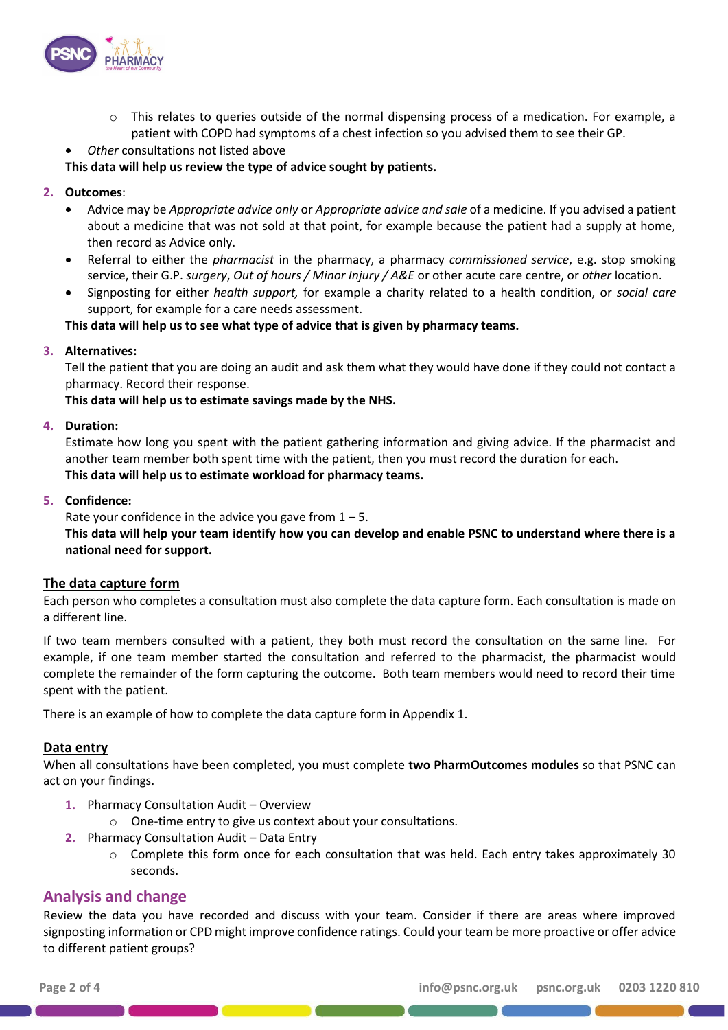- This relates to queries outside of the normal dispensing process of a medication. For example, a patient with COPD had symptoms of a chest infection so you advised them to see their GP.
- *Other* consultations not listed above

**This data will help us review the type of advice sought by patients.**

2. **Outcomes**:
    - Advice may be *Appropriate advice only* or *Appropriate advice and sale* of a medicine. If you advised a patient about a medicine that was not sold at that point, for example because the patient had a supply at home, then record as Advice only.
    - Referral to either the *pharmacist* in the pharmacy, a pharmacy *commissioned service*, e.g. stop smoking service, their G.P. *surgery*, *Out of hours / Minor Injury / A&E* or other acute care centre, or *other* location.
    - Signposting for either *health support,* for example a charity related to a health condition, or *social care* support, for example for a care needs assessment.

    **This data will help us to see what type of advice that is given by pharmacy teams.**

3. **Alternatives:**

    Tell the patient that you are doing an audit and ask them what they would have done if they could not contact a pharmacy. Record their response.

    **This data will help us to estimate savings made by the NHS.**

4. **Duration:**

    Estimate how long you spent with the patient gathering information and giving advice. If the pharmacist and another team member both spent time with the patient, then you must record the duration for each.

    **This data will help us to estimate workload for pharmacy teams.**

5. **Confidence:**

    Rate your confidence in the advice you gave from 1 – 5.

    **This data will help your team identify how you can develop and enable PSNC to understand where there is a national need for support.**

### The data capture form

Each person who completes a consultation must also complete the data capture form. Each consultation is made on a different line.

If two team members consulted with a patient, they both must record the consultation on the same line. For example, if one team member started the consultation and referred to the pharmacist, the pharmacist would complete the remainder of the form capturing the outcome. Both team members would need to record their time spent with the patient.

There is an example of how to complete the data capture form in Appendix 1.

### Data entry

When all consultations have been completed, you must complete **two PharmOutcomes modules** so that PSNC can act on your findings.

1. Pharmacy Consultation Audit – Overview
    - One-time entry to give us context about your consultations.
2. Pharmacy Consultation Audit – Data Entry
    - Complete this form once for each consultation that was held. Each entry takes approximately 30 seconds.

## Analysis and change

Review the data you have recorded and discuss with your team. Consider if there are areas where improved signposting information or CPD might improve confidence ratings. Could your team be more proactive or offer advice to different patient groups?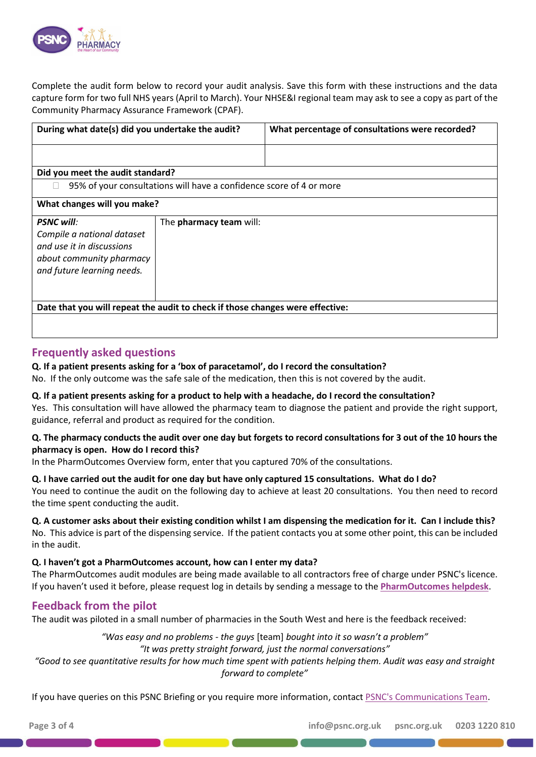Complete the audit form below to record your audit analysis. Save this form with these instructions and the data capture form for two full NHS years (April to March). Your NHSE&I regional team may ask to see a copy as part of the Community Pharmacy Assurance Framework (CPAF).

| During what date(s) did you undertake the audit? | What percentage of consultations were recorded? |
|---|---|
| | |
| **Did you meet the audit standard?** | |
| ☐ 95% of your consultations will have a confidence score of 4 or more | |
| **What changes will you make?** | |
| ***PSNC will****:* *Compile a national dataset and use it in discussions about community pharmacy and future learning needs.* | The **pharmacy team** will: |
| **Date that you will repeat the audit to check if those changes were effective:** | |
| | |

## Frequently asked questions

**Q. If a patient presents asking for a 'box of paracetamol', do I record the consultation?**
No. If the only outcome was the safe sale of the medication, then this is not covered by the audit.

**Q. If a patient presents asking for a product to help with a headache, do I record the consultation?**
Yes. This consultation will have allowed the pharmacy team to diagnose the patient and provide the right support, guidance, referral and product as required for the condition.

**Q. The pharmacy conducts the audit over one day but forgets to record consultations for 3 out of the 10 hours the pharmacy is open. How do I record this?**
In the PharmOutcomes Overview form, enter that you captured 70% of the consultations.

**Q. I have carried out the audit for one day but have only captured 15 consultations. What do I do?**
You need to continue the audit on the following day to achieve at least 20 consultations. You then need to record the time spent conducting the audit.

**Q. A customer asks about their existing condition whilst I am dispensing the medication for it. Can I include this?**
No. This advice is part of the dispensing service. If the patient contacts you at some other point, this can be included in the audit.

**Q. I haven't got a PharmOutcomes account, how can I enter my data?**
The PharmOutcomes audit modules are being made available to all contractors free of charge under PSNC's licence. If you haven't used it before, please request log in details by sending a message to the **PharmOutcomes helpdesk**.

## Feedback from the pilot

The audit was piloted in a small number of pharmacies in the South West and here is the feedback received:

*"Was easy and no problems - the guys* [team] *bought into it so wasn't a problem"*
*"It was pretty straight forward, just the normal conversations"*
*"Good to see quantitative results for how much time spent with patients helping them. Audit was easy and straight forward to complete"*

If you have queries on this PSNC Briefing or you require more information, contact PSNC's Communications Team.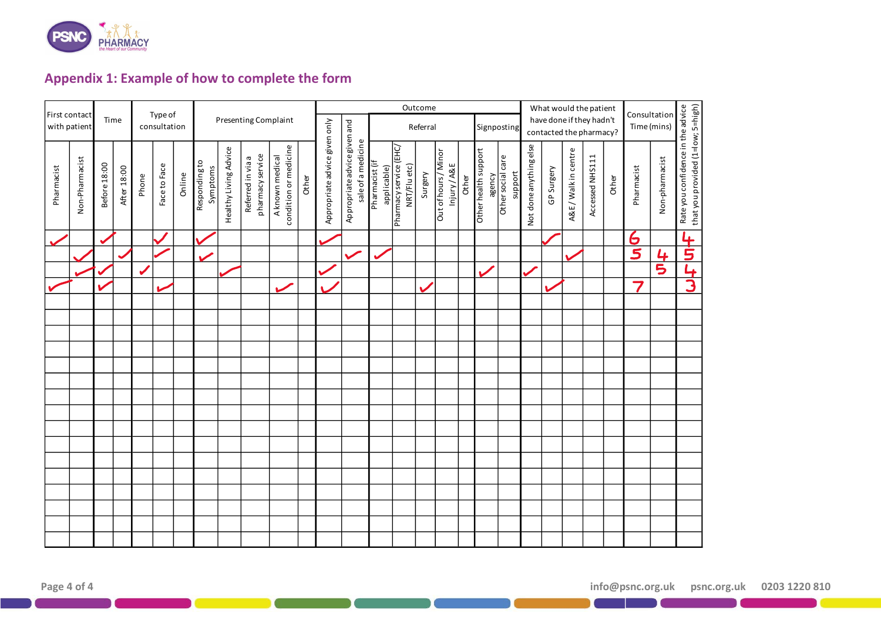## Appendix 1: Example of how to complete the form

| First contact with patient | | Time | | Type of consultation | | | Presenting Complaint | | | | | Outcome | | | | | | | | | What would the patient have done if they hadn't contacted the pharmacy? | | | | | Consultation Time (mins) | | |
|---|---|---|---|---|---|---|---|---|---|---|---|---|---|---|---|---|---|---|---|---|---|---|---|---|---|---|---|---|
| | | | | | | | | | | | | | | Referral | | | | | Signposting | | | | | | | | | |
| Pharmacist | Non-Pharmacist | Before 18:00 | After 18:00 | Phone | Face to Face | Online | Responding to Symptoms | Healthy Living Advice | Referred in via a pharmacy service | A known medical condition or medicine | Other | Appropriate advice given only | Appropriate advice given and sale of a medicine | Pharmacist (if applicable) | Pharmacy service (EHC/ NRT/Flu etc) | Surgery | Out of hours / Minor Injury / A&E | Other | Other health support agency | Other social care support | Not done anything else | GP Surgery | A&E / Walk in centre | Accessed NHS111 | Other | Pharmacist | Non-pharmacist | Rate you confidence in the advice that you provided (1=low; 5=high) |
| ✓ | | ✓ | | | ✓ | | ✓ | | | | | ✓ | | | | | | | | | | ✓ | | | | 6 | | 4 |
| | ✓ | | ✓ | | ✓ | | ✓ | | | | | | ✓ | ✓ | | | | | | | | | ✓ | | | 5 | 4 | 5 |
| | ✓ | ✓ | | ✓ | | | | ✓ | | | | ✓ | | | | | | | ✓ | | ✓ | | | | | | 5 | 4 |
| ✓ | | ✓ | | | ✓ | | | | | ✓ | | ✓ | | | | ✓ | | | | | | ✓ | | | | 7 | | 3 |
| | | | | | | | | | | | | | | | | | | | | | | | | | | | | |
| | | | | | | | | | | | | | | | | | | | | | | | | | | | | |
| | | | | | | | | | | | | | | | | | | | | | | | | | | | | |
| | | | | | | | | | | | | | | | | | | | | | | | | | | | | |
| | | | | | | | | | | | | | | | | | | | | | | | | | | | | |
| | | | | | | | | | | | | | | | | | | | | | | | | | | | | |
| | | | | | | | | | | | | | | | | | | | | | | | | | | | | |
| | | | | | | | | | | | | | | | | | | | | | | | | | | | | |
| | | | | | | | | | | | | | | | | | | | | | | | | | | | | |
| | | | | | | | | | | | | | | | | | | | | | | | | | | | | |
| | | | | | | | | | | | | | | | | | | | | | | | | | | | | |
| | | | | | | | | | | | | | | | | | | | | | | | | | | | | |
| | | | | | | | | | | | | | | | | | | | | | | | | | | | | |
| | | | | | | | | | | | | | | | | | | | | | | | | | | | | |
| | | | | | | | | | | | | | | | | | | | | | | | | | | | | |
| | | | | | | | | | | | | | | | | | | | | | | | | | | | | |

info@psnc.org.uk psnc.org.uk 0203 1220 810